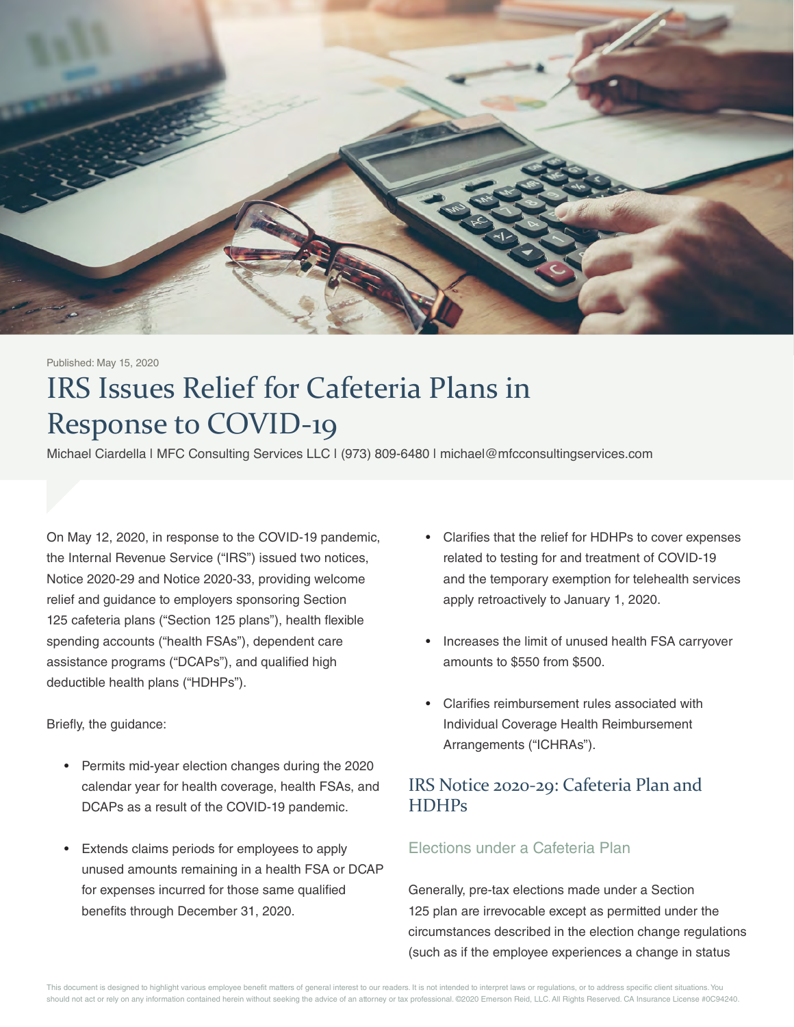Published: May 15, 2020

# IRS Issues Relief for Cafeteria Plans in Response to COVID-19

Michael Ciardella | MFC Consulting Services LLC | (973) 809-6480 | michael@mfcconsultingservices.com

On May 12, 2020, in response to the COVID-19 pandemic, the Internal Revenue Service ("IRS") issued two notices, Notice 2020-29 and Notice 2020-33, providing welcome relief and guidance to employers sponsoring Section 125 cafeteria plans ("Section 125 plans"), health flexible spending accounts ("health FSAs"), dependent care assistance programs ("DCAPs"), and qualified high deductible health plans ("HDHPs").

Briefly, the guidance:

- Permits mid-year election changes during the 2020 calendar year for health coverage, health FSAs, and DCAPs as a result of the COVID-19 pandemic.
- Extends claims periods for employees to apply unused amounts remaining in a health FSA or DCAP for expenses incurred for those same qualified benefits through December 31, 2020.
- Clarifies that the relief for HDHPs to cover expenses related to testing for and treatment of COVID-19 and the temporary exemption for telehealth services apply retroactively to January 1, 2020.
- Increases the limit of unused health FSA carryover amounts to $550 from $500.
- Clarifies reimbursement rules associated with Individual Coverage Health Reimbursement Arrangements ("ICHRAs").

## IRS Notice 2020-29: Cafeteria Plan and HDHPs

### Elections under a Cafeteria Plan

Generally, pre-tax elections made under a Section 125 plan are irrevocable except as permitted under the circumstances described in the election change regulations (such as if the employee experiences a change in status

This document is designed to highlight various employee benefit matters of general interest to our readers. It is not intended to interpret laws or regulations, or to address specific client situations. You should not act or rely on any information contained herein without seeking the advice of an attorney or tax professional. ©2020 Emerson Reid, LLC. All Rights Reserved. CA Insurance License #0C94240.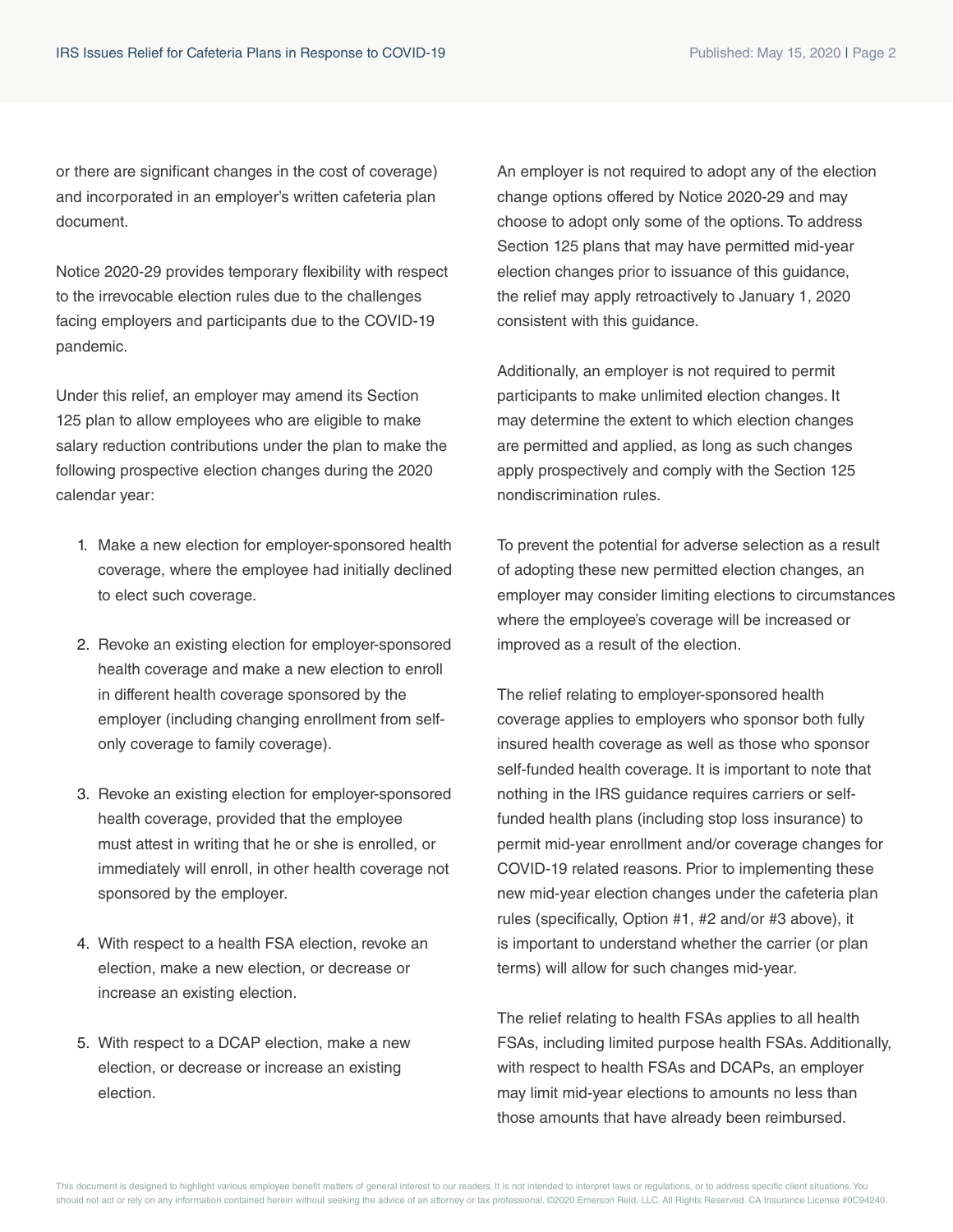or there are significant changes in the cost of coverage) and incorporated in an employer's written cafeteria plan document.

Notice 2020-29 provides temporary flexibility with respect to the irrevocable election rules due to the challenges facing employers and participants due to the COVID-19 pandemic.

Under this relief, an employer may amend its Section 125 plan to allow employees who are eligible to make salary reduction contributions under the plan to make the following prospective election changes during the 2020 calendar year:

1. Make a new election for employer-sponsored health coverage, where the employee had initially declined to elect such coverage.

2. Revoke an existing election for employer-sponsored health coverage and make a new election to enroll in different health coverage sponsored by the employer (including changing enrollment from self-only coverage to family coverage).

3. Revoke an existing election for employer-sponsored health coverage, provided that the employee must attest in writing that he or she is enrolled, or immediately will enroll, in other health coverage not sponsored by the employer.

4. With respect to a health FSA election, revoke an election, make a new election, or decrease or increase an existing election.

5. With respect to a DCAP election, make a new election, or decrease or increase an existing election.

An employer is not required to adopt any of the election change options offered by Notice 2020-29 and may choose to adopt only some of the options. To address Section 125 plans that may have permitted mid-year election changes prior to issuance of this guidance, the relief may apply retroactively to January 1, 2020 consistent with this guidance.

Additionally, an employer is not required to permit participants to make unlimited election changes. It may determine the extent to which election changes are permitted and applied, as long as such changes apply prospectively and comply with the Section 125 nondiscrimination rules.

To prevent the potential for adverse selection as a result of adopting these new permitted election changes, an employer may consider limiting elections to circumstances where the employee's coverage will be increased or improved as a result of the election.

The relief relating to employer-sponsored health coverage applies to employers who sponsor both fully insured health coverage as well as those who sponsor self-funded health coverage. It is important to note that nothing in the IRS guidance requires carriers or self-funded health plans (including stop loss insurance) to permit mid-year enrollment and/or coverage changes for COVID-19 related reasons. Prior to implementing these new mid-year election changes under the cafeteria plan rules (specifically, Option #1, #2 and/or #3 above), it is important to understand whether the carrier (or plan terms) will allow for such changes mid-year.

The relief relating to health FSAs applies to all health FSAs, including limited purpose health FSAs. Additionally, with respect to health FSAs and DCAPs, an employer may limit mid-year elections to amounts no less than those amounts that have already been reimbursed.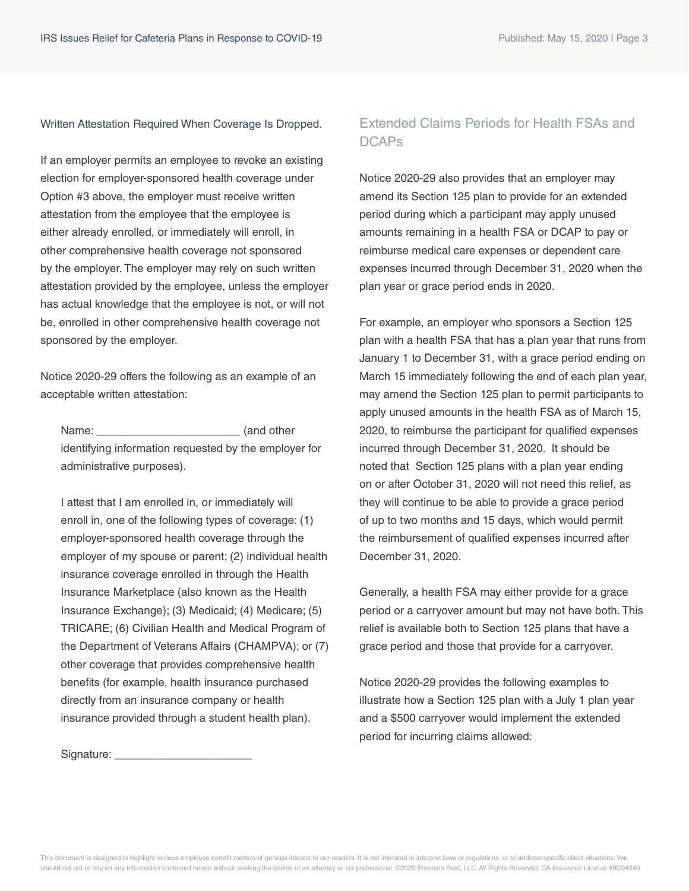### Written Attestation Required When Coverage Is Dropped.

If an employer permits an employee to revoke an existing election for employer-sponsored health coverage under Option #3 above, the employer must receive written attestation from the employee that the employee is either already enrolled, or immediately will enroll, in other comprehensive health coverage not sponsored by the employer. The employer may rely on such written attestation provided by the employee, unless the employer has actual knowledge that the employee is not, or will not be, enrolled in other comprehensive health coverage not sponsored by the employer.

Notice 2020-29 offers the following as an example of an acceptable written attestation:

> Name: ______________________ (and other identifying information requested by the employer for administrative purposes).
>
> I attest that I am enrolled in, or immediately will enroll in, one of the following types of coverage: (1) employer-sponsored health coverage through the employer of my spouse or parent; (2) individual health insurance coverage enrolled in through the Health Insurance Marketplace (also known as the Health Insurance Exchange); (3) Medicaid; (4) Medicare; (5) TRICARE; (6) Civilian Health and Medical Program of the Department of Veterans Affairs (CHAMPVA); or (7) other coverage that provides comprehensive health benefits (for example, health insurance purchased directly from an insurance company or health insurance provided through a student health plan).
>
> Signature: _____________________

## Extended Claims Periods for Health FSAs and DCAPs

Notice 2020-29 also provides that an employer may amend its Section 125 plan to provide for an extended period during which a participant may apply unused amounts remaining in a health FSA or DCAP to pay or reimburse medical care expenses or dependent care expenses incurred through December 31, 2020 when the plan year or grace period ends in 2020.

For example, an employer who sponsors a Section 125 plan with a health FSA that has a plan year that runs from January 1 to December 31, with a grace period ending on March 15 immediately following the end of each plan year, may amend the Section 125 plan to permit participants to apply unused amounts in the health FSA as of March 15, 2020, to reimburse the participant for qualified expenses incurred through December 31, 2020. It should be noted that Section 125 plans with a plan year ending on or after October 31, 2020 will not need this relief, as they will continue to be able to provide a grace period of up to two months and 15 days, which would permit the reimbursement of qualified expenses incurred after December 31, 2020.

Generally, a health FSA may either provide for a grace period or a carryover amount but may not have both. This relief is available both to Section 125 plans that have a grace period and those that provide for a carryover.

Notice 2020-29 provides the following examples to illustrate how a Section 125 plan with a July 1 plan year and a $500 carryover would implement the extended period for incurring claims allowed:

This document is designed to highlight various employee benefit matters of general interest to our readers. It is not intended to interpret laws or regulations, or to address specific client situations. You should not act or rely on any information contained herein without seeking the advice of an attorney or tax professional. ©2020 Emerson Reid, LLC. All Rights Reserved. CA Insurance License #0C94240.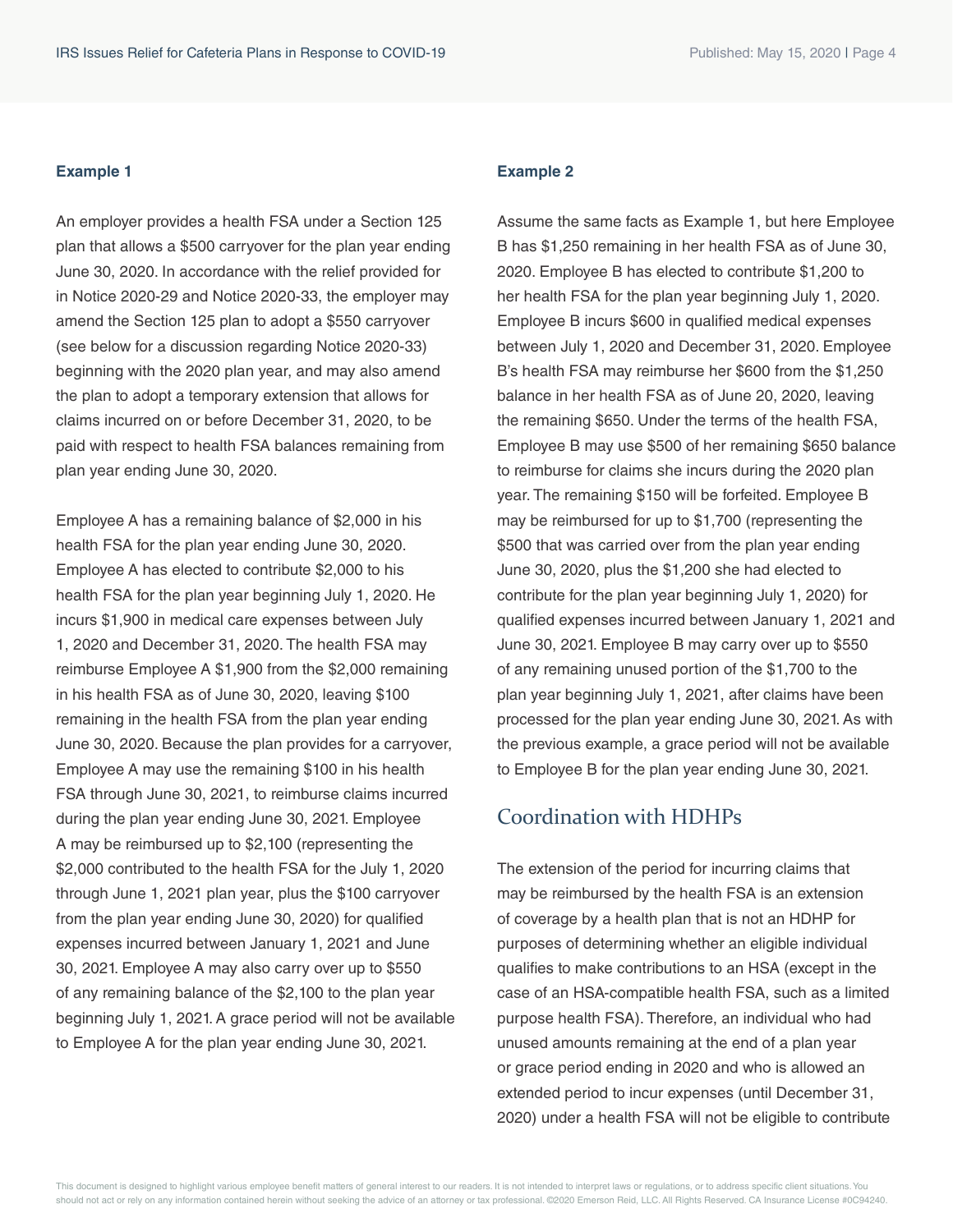### Example 1

An employer provides a health FSA under a Section 125 plan that allows a $500 carryover for the plan year ending June 30, 2020. In accordance with the relief provided for in Notice 2020-29 and Notice 2020-33, the employer may amend the Section 125 plan to adopt a $550 carryover (see below for a discussion regarding Notice 2020-33) beginning with the 2020 plan year, and may also amend the plan to adopt a temporary extension that allows for claims incurred on or before December 31, 2020, to be paid with respect to health FSA balances remaining from plan year ending June 30, 2020.

Employee A has a remaining balance of $2,000 in his health FSA for the plan year ending June 30, 2020. Employee A has elected to contribute $2,000 to his health FSA for the plan year beginning July 1, 2020. He incurs $1,900 in medical care expenses between July 1, 2020 and December 31, 2020. The health FSA may reimburse Employee A $1,900 from the $2,000 remaining in his health FSA as of June 30, 2020, leaving $100 remaining in the health FSA from the plan year ending June 30, 2020. Because the plan provides for a carryover, Employee A may use the remaining $100 in his health FSA through June 30, 2021, to reimburse claims incurred during the plan year ending June 30, 2021. Employee A may be reimbursed up to $2,100 (representing the $2,000 contributed to the health FSA for the July 1, 2020 through June 1, 2021 plan year, plus the $100 carryover from the plan year ending June 30, 2020) for qualified expenses incurred between January 1, 2021 and June 30, 2021. Employee A may also carry over up to $550 of any remaining balance of the $2,100 to the plan year beginning July 1, 2021. A grace period will not be available to Employee A for the plan year ending June 30, 2021.

### Example 2

Assume the same facts as Example 1, but here Employee B has $1,250 remaining in her health FSA as of June 30, 2020. Employee B has elected to contribute $1,200 to her health FSA for the plan year beginning July 1, 2020. Employee B incurs $600 in qualified medical expenses between July 1, 2020 and December 31, 2020. Employee B's health FSA may reimburse her $600 from the $1,250 balance in her health FSA as of June 20, 2020, leaving the remaining $650. Under the terms of the health FSA, Employee B may use $500 of her remaining $650 balance to reimburse for claims she incurs during the 2020 plan year. The remaining $150 will be forfeited. Employee B may be reimbursed for up to $1,700 (representing the $500 that was carried over from the plan year ending June 30, 2020, plus the $1,200 she had elected to contribute for the plan year beginning July 1, 2020) for qualified expenses incurred between January 1, 2021 and June 30, 2021. Employee B may carry over up to $550 of any remaining unused portion of the $1,700 to the plan year beginning July 1, 2021, after claims have been processed for the plan year ending June 30, 2021. As with the previous example, a grace period will not be available to Employee B for the plan year ending June 30, 2021.

## Coordination with HDHPs

The extension of the period for incurring claims that may be reimbursed by the health FSA is an extension of coverage by a health plan that is not an HDHP for purposes of determining whether an eligible individual qualifies to make contributions to an HSA (except in the case of an HSA-compatible health FSA, such as a limited purpose health FSA). Therefore, an individual who had unused amounts remaining at the end of a plan year or grace period ending in 2020 and who is allowed an extended period to incur expenses (until December 31, 2020) under a health FSA will not be eligible to contribute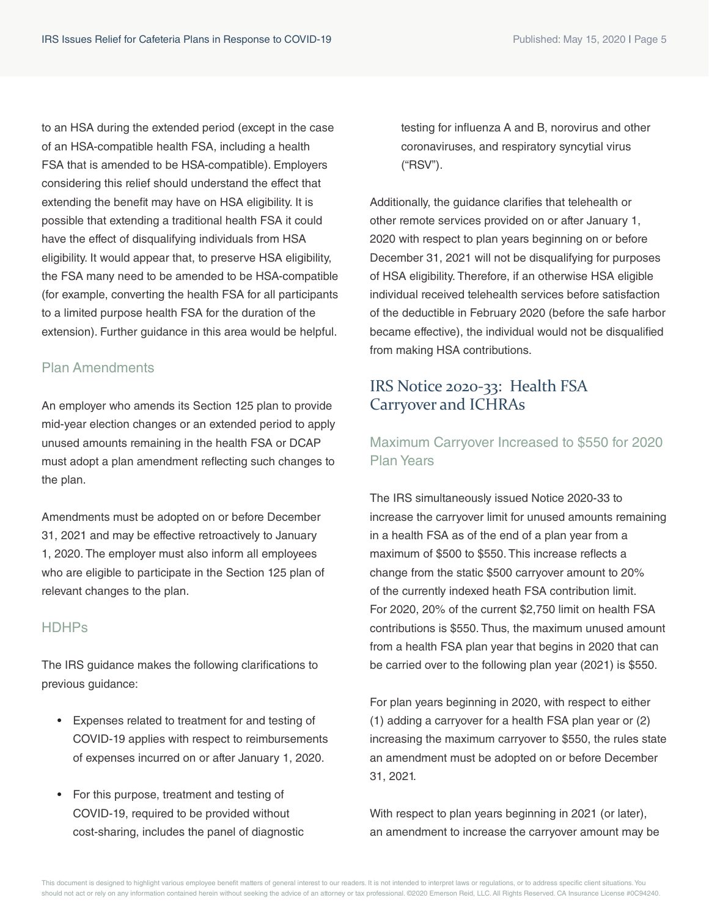to an HSA during the extended period (except in the case of an HSA-compatible health FSA, including a health FSA that is amended to be HSA-compatible). Employers considering this relief should understand the effect that extending the benefit may have on HSA eligibility. It is possible that extending a traditional health FSA it could have the effect of disqualifying individuals from HSA eligibility. It would appear that, to preserve HSA eligibility, the FSA many need to be amended to be HSA-compatible (for example, converting the health FSA for all participants to a limited purpose health FSA for the duration of the extension). Further guidance in this area would be helpful.

### Plan Amendments

An employer who amends its Section 125 plan to provide mid-year election changes or an extended period to apply unused amounts remaining in the health FSA or DCAP must adopt a plan amendment reflecting such changes to the plan.

Amendments must be adopted on or before December 31, 2021 and may be effective retroactively to January 1, 2020. The employer must also inform all employees who are eligible to participate in the Section 125 plan of relevant changes to the plan.

### HDHPs

The IRS guidance makes the following clarifications to previous guidance:

- Expenses related to treatment for and testing of COVID-19 applies with respect to reimbursements of expenses incurred on or after January 1, 2020.
- For this purpose, treatment and testing of COVID-19, required to be provided without cost-sharing, includes the panel of diagnostic testing for influenza A and B, norovirus and other coronaviruses, and respiratory syncytial virus ("RSV").

Additionally, the guidance clarifies that telehealth or other remote services provided on or after January 1, 2020 with respect to plan years beginning on or before December 31, 2021 will not be disqualifying for purposes of HSA eligibility. Therefore, if an otherwise HSA eligible individual received telehealth services before satisfaction of the deductible in February 2020 (before the safe harbor became effective), the individual would not be disqualified from making HSA contributions.

## IRS Notice 2020-33: Health FSA Carryover and ICHRAs

### Maximum Carryover Increased to $550 for 2020 Plan Years

The IRS simultaneously issued Notice 2020-33 to increase the carryover limit for unused amounts remaining in a health FSA as of the end of a plan year from a maximum of $500 to $550. This increase reflects a change from the static $500 carryover amount to 20% of the currently indexed heath FSA contribution limit. For 2020, 20% of the current $2,750 limit on health FSA contributions is $550. Thus, the maximum unused amount from a health FSA plan year that begins in 2020 that can be carried over to the following plan year (2021) is $550.

For plan years beginning in 2020, with respect to either (1) adding a carryover for a health FSA plan year or (2) increasing the maximum carryover to $550, the rules state an amendment must be adopted on or before December 31, 2021.

With respect to plan years beginning in 2021 (or later), an amendment to increase the carryover amount may be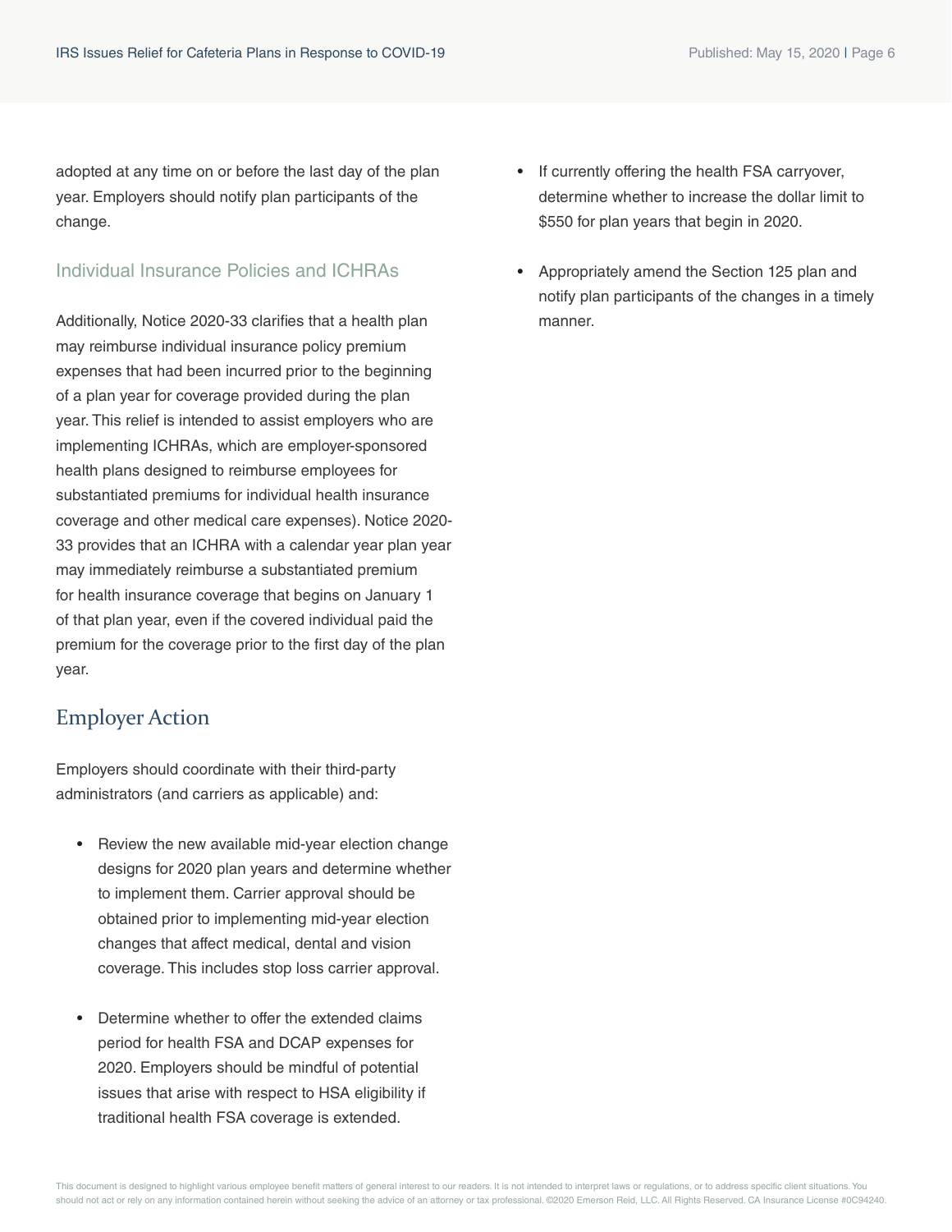adopted at any time on or before the last day of the plan year. Employers should notify plan participants of the change.

### Individual Insurance Policies and ICHRAs

Additionally, Notice 2020-33 clarifies that a health plan may reimburse individual insurance policy premium expenses that had been incurred prior to the beginning of a plan year for coverage provided during the plan year. This relief is intended to assist employers who are implementing ICHRAs, which are employer-sponsored health plans designed to reimburse employees for substantiated premiums for individual health insurance coverage and other medical care expenses). Notice 2020-33 provides that an ICHRA with a calendar year plan year may immediately reimburse a substantiated premium for health insurance coverage that begins on January 1 of that plan year, even if the covered individual paid the premium for the coverage prior to the first day of the plan year.

## Employer Action

Employers should coordinate with their third-party administrators (and carriers as applicable) and:

- Review the new available mid-year election change designs for 2020 plan years and determine whether to implement them. Carrier approval should be obtained prior to implementing mid-year election changes that affect medical, dental and vision coverage. This includes stop loss carrier approval.
- Determine whether to offer the extended claims period for health FSA and DCAP expenses for 2020. Employers should be mindful of potential issues that arise with respect to HSA eligibility if traditional health FSA coverage is extended.
- If currently offering the health FSA carryover, determine whether to increase the dollar limit to $550 for plan years that begin in 2020.
- Appropriately amend the Section 125 plan and notify plan participants of the changes in a timely manner.

This document is designed to highlight various employee benefit matters of general interest to our readers. It is not intended to interpret laws or regulations, or to address specific client situations. You should not act or rely on any information contained herein without seeking the advice of an attorney or tax professional. ©2020 Emerson Reid, LLC. All Rights Reserved. CA Insurance License #0C94240.